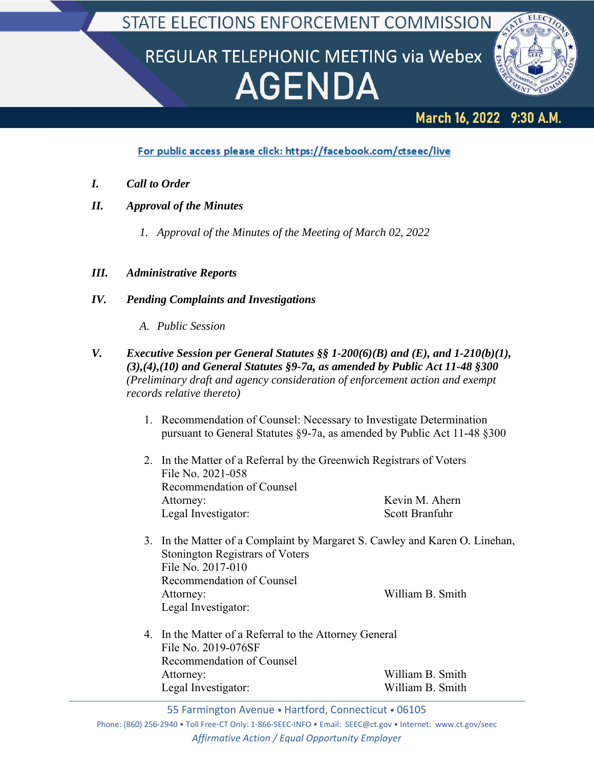# STATE ELECTIONS ENFORCEMENT COMMISSION

## REGULAR TELEPHONIC MEETING via Webex

# AGENDA

**March 16, 2022 9:30 A.M.**

For public access please click: https://facebook.com/ctseec/live

***I. Call to Order***

***II. Approval of the Minutes***

*1. Approval of the Minutes of the Meeting of March 02, 2022*

***III. Administrative Reports***

***IV. Pending Complaints and Investigations***

*A. Public Session*

***V. Executive Session per General Statutes §§ 1-200(6)(B) and (E), and 1-210(b)(1), (3),(4),(10) and General Statutes §9-7a, as amended by Public Act 11-48 §300*** *(Preliminary draft and agency consideration of enforcement action and exempt records relative thereto)*

1. Recommendation of Counsel: Necessary to Investigate Determination pursuant to General Statutes §9-7a, as amended by Public Act 11-48 §300

2. In the Matter of a Referral by the Greenwich Registrars of Voters
   File No. 2021-058
   Recommendation of Counsel
   Attorney: Kevin M. Ahern
   Legal Investigator: Scott Branfuhr

3. In the Matter of a Complaint by Margaret S. Cawley and Karen O. Linehan, Stonington Registrars of Voters
   File No. 2017-010
   Recommendation of Counsel
   Attorney: William B. Smith
   Legal Investigator:

4. In the Matter of a Referral to the Attorney General
   File No. 2019-076SF
   Recommendation of Counsel
   Attorney: William B. Smith
   Legal Investigator: William B. Smith

55 Farmington Avenue • Hartford, Connecticut • 06105
Phone: (860) 256-2940 • Toll Free-CT Only: 1-866-SEEC-INFO • Email: SEEC@ct.gov • Internet: www.ct.gov/seec
*Affirmative Action / Equal Opportunity Employer*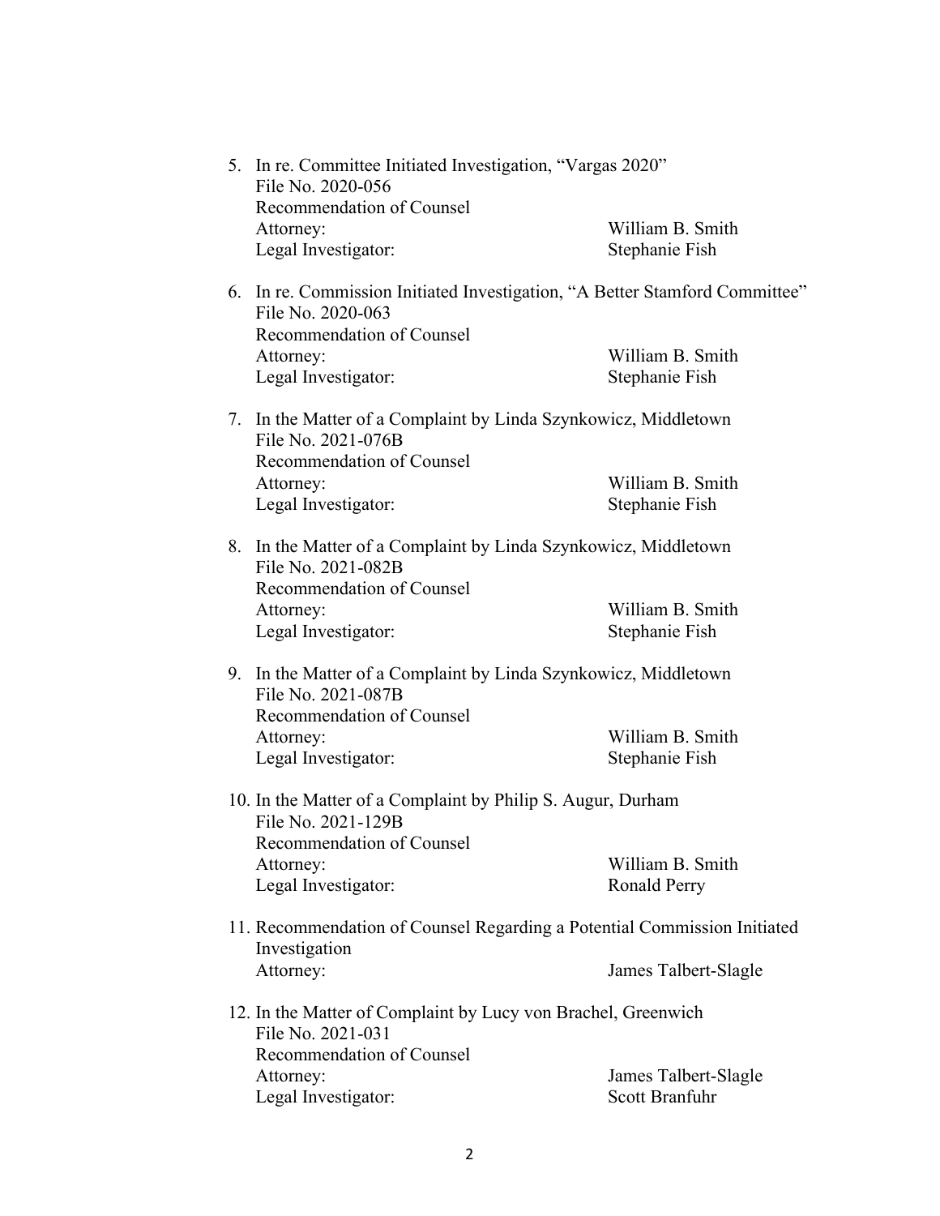5. In re. Committee Initiated Investigation, "Vargas 2020"
   File No. 2020-056
   Recommendation of Counsel
   Attorney: William B. Smith
   Legal Investigator: Stephanie Fish

6. In re. Commission Initiated Investigation, "A Better Stamford Committee"
   File No. 2020-063
   Recommendation of Counsel
   Attorney: William B. Smith
   Legal Investigator: Stephanie Fish

7. In the Matter of a Complaint by Linda Szynkowicz, Middletown
   File No. 2021-076B
   Recommendation of Counsel
   Attorney: William B. Smith
   Legal Investigator: Stephanie Fish

8. In the Matter of a Complaint by Linda Szynkowicz, Middletown
   File No. 2021-082B
   Recommendation of Counsel
   Attorney: William B. Smith
   Legal Investigator: Stephanie Fish

9. In the Matter of a Complaint by Linda Szynkowicz, Middletown
   File No. 2021-087B
   Recommendation of Counsel
   Attorney: William B. Smith
   Legal Investigator: Stephanie Fish

10. In the Matter of a Complaint by Philip S. Augur, Durham
    File No. 2021-129B
    Recommendation of Counsel
    Attorney: William B. Smith
    Legal Investigator: Ronald Perry

11. Recommendation of Counsel Regarding a Potential Commission Initiated Investigation
    Attorney: James Talbert-Slagle

12. In the Matter of Complaint by Lucy von Brachel, Greenwich
    File No. 2021-031
    Recommendation of Counsel
    Attorney: James Talbert-Slagle
    Legal Investigator: Scott Branfuhr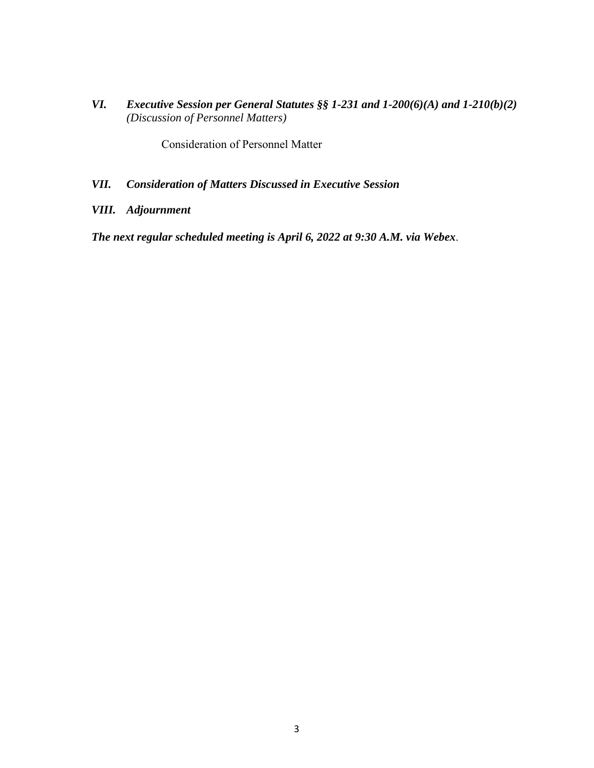***VI. Executive Session per General Statutes §§ 1-231 and 1-200(6)(A) and 1-210(b)(2)***
*(Discussion of Personnel Matters)*

Consideration of Personnel Matter

***VII. Consideration of Matters Discussed in Executive Session***

***VIII. Adjournment***

***The next regular scheduled meeting is April 6, 2022 at 9:30 A.M. via Webex.***